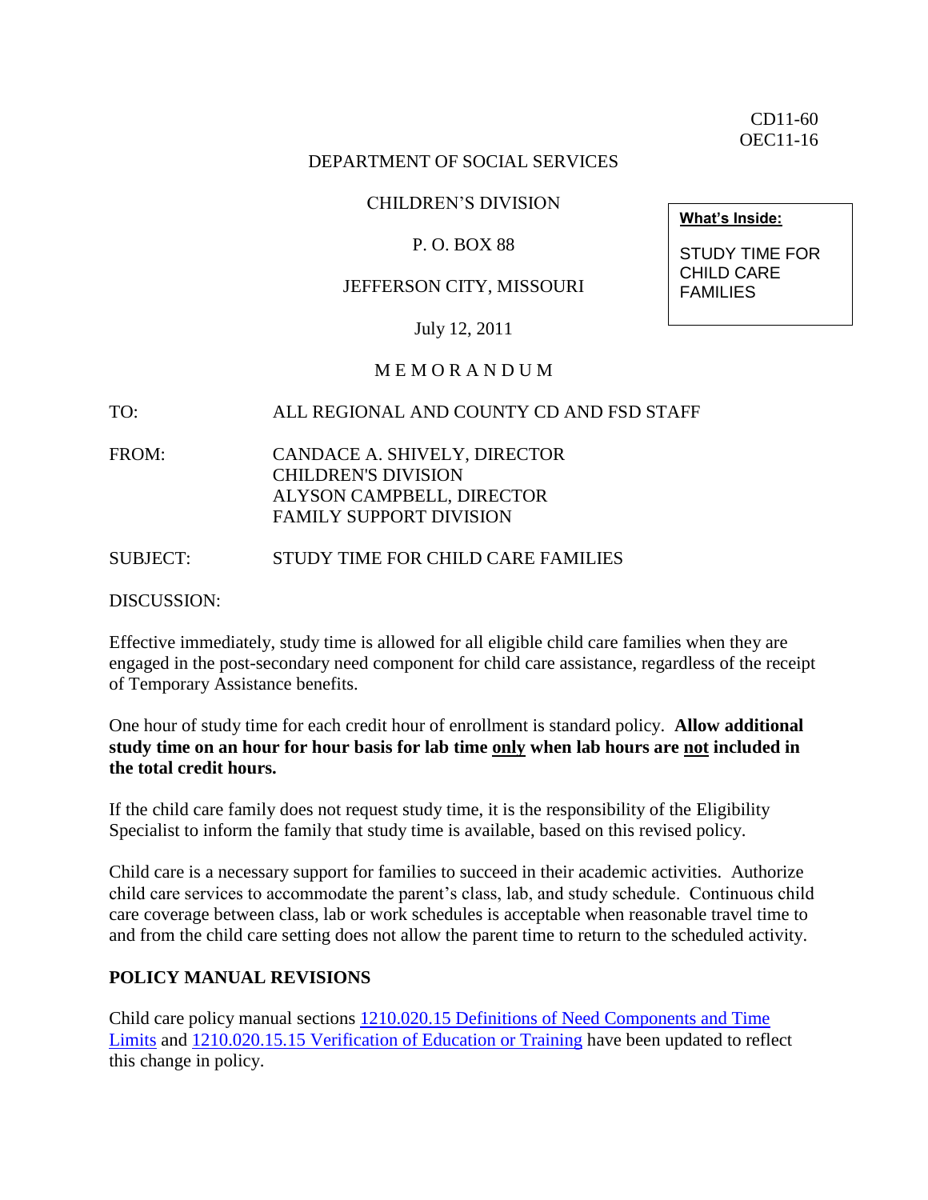CD11-60
OEC11-16

DEPARTMENT OF SOCIAL SERVICES

CHILDREN'S DIVISION

P. O. BOX 88

JEFFERSON CITY, MISSOURI

July 12, 2011

**What's Inside:**

STUDY TIME FOR CHILD CARE FAMILIES

M E M O R A N D U M

TO: ALL REGIONAL AND COUNTY CD AND FSD STAFF

FROM: CANDACE A. SHIVELY, DIRECTOR
CHILDREN'S DIVISION
ALYSON CAMPBELL, DIRECTOR
FAMILY SUPPORT DIVISION

SUBJECT: STUDY TIME FOR CHILD CARE FAMILIES

DISCUSSION:

Effective immediately, study time is allowed for all eligible child care families when they are engaged in the post-secondary need component for child care assistance, regardless of the receipt of Temporary Assistance benefits.

One hour of study time for each credit hour of enrollment is standard policy. **Allow additional study time on an hour for hour basis for lab time only when lab hours are not included in the total credit hours.**

If the child care family does not request study time, it is the responsibility of the Eligibility Specialist to inform the family that study time is available, based on this revised policy.

Child care is a necessary support for families to succeed in their academic activities. Authorize child care services to accommodate the parent's class, lab, and study schedule. Continuous child care coverage between class, lab or work schedules is acceptable when reasonable travel time to and from the child care setting does not allow the parent time to return to the scheduled activity.

## POLICY MANUAL REVISIONS

Child care policy manual sections 1210.020.15 Definitions of Need Components and Time Limits and 1210.020.15.15 Verification of Education or Training have been updated to reflect this change in policy.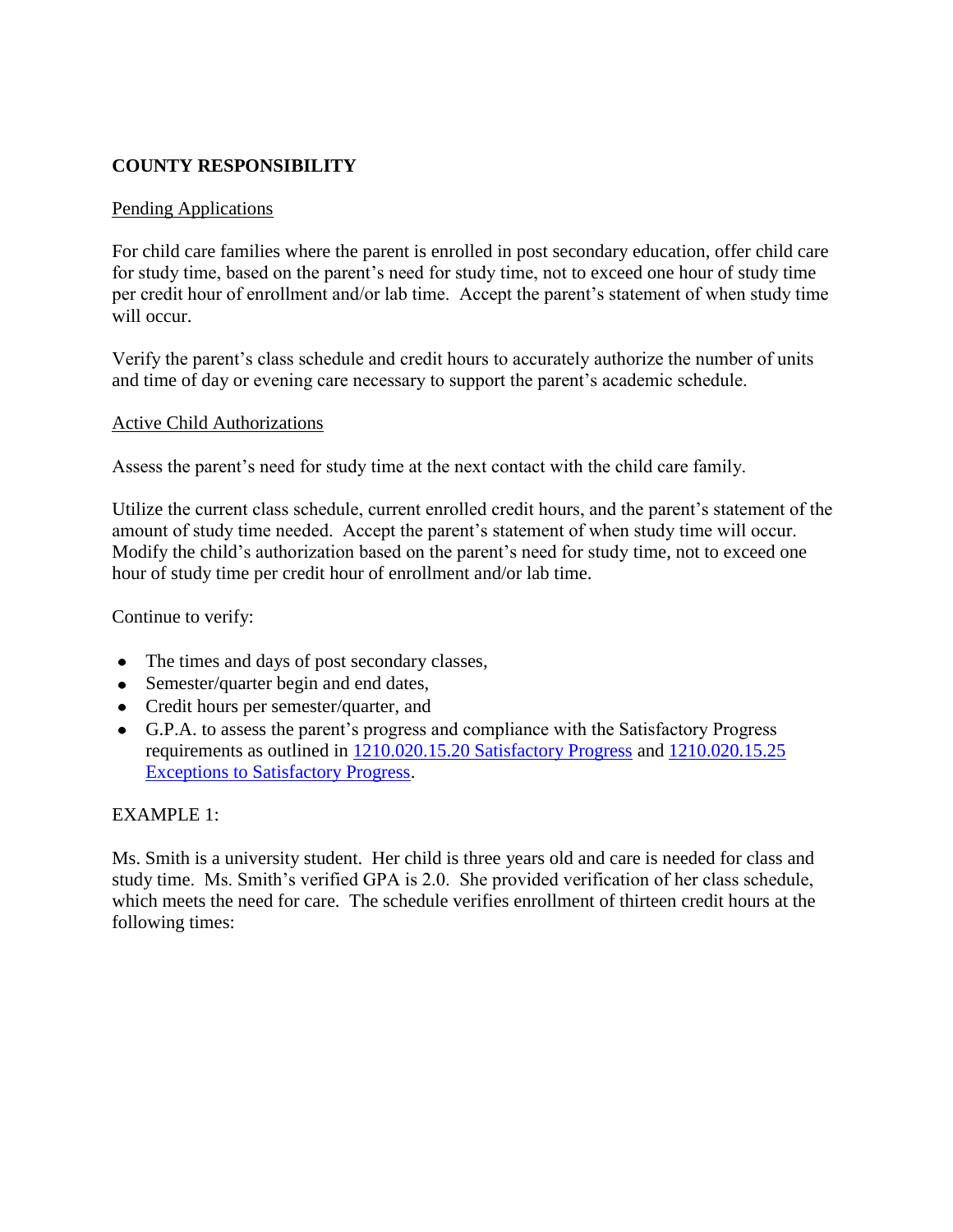**COUNTY RESPONSIBILITY**

Pending Applications

For child care families where the parent is enrolled in post secondary education, offer child care for study time, based on the parent's need for study time, not to exceed one hour of study time per credit hour of enrollment and/or lab time. Accept the parent's statement of when study time will occur.

Verify the parent's class schedule and credit hours to accurately authorize the number of units and time of day or evening care necessary to support the parent's academic schedule.

Active Child Authorizations

Assess the parent's need for study time at the next contact with the child care family.

Utilize the current class schedule, current enrolled credit hours, and the parent's statement of the amount of study time needed. Accept the parent's statement of when study time will occur. Modify the child's authorization based on the parent's need for study time, not to exceed one hour of study time per credit hour of enrollment and/or lab time.

Continue to verify:

- The times and days of post secondary classes,
- Semester/quarter begin and end dates,
- Credit hours per semester/quarter, and
- G.P.A. to assess the parent's progress and compliance with the Satisfactory Progress requirements as outlined in 1210.020.15.20 Satisfactory Progress and 1210.020.15.25 Exceptions to Satisfactory Progress.

EXAMPLE 1:

Ms. Smith is a university student. Her child is three years old and care is needed for class and study time. Ms. Smith's verified GPA is 2.0. She provided verification of her class schedule, which meets the need for care. The schedule verifies enrollment of thirteen credit hours at the following times: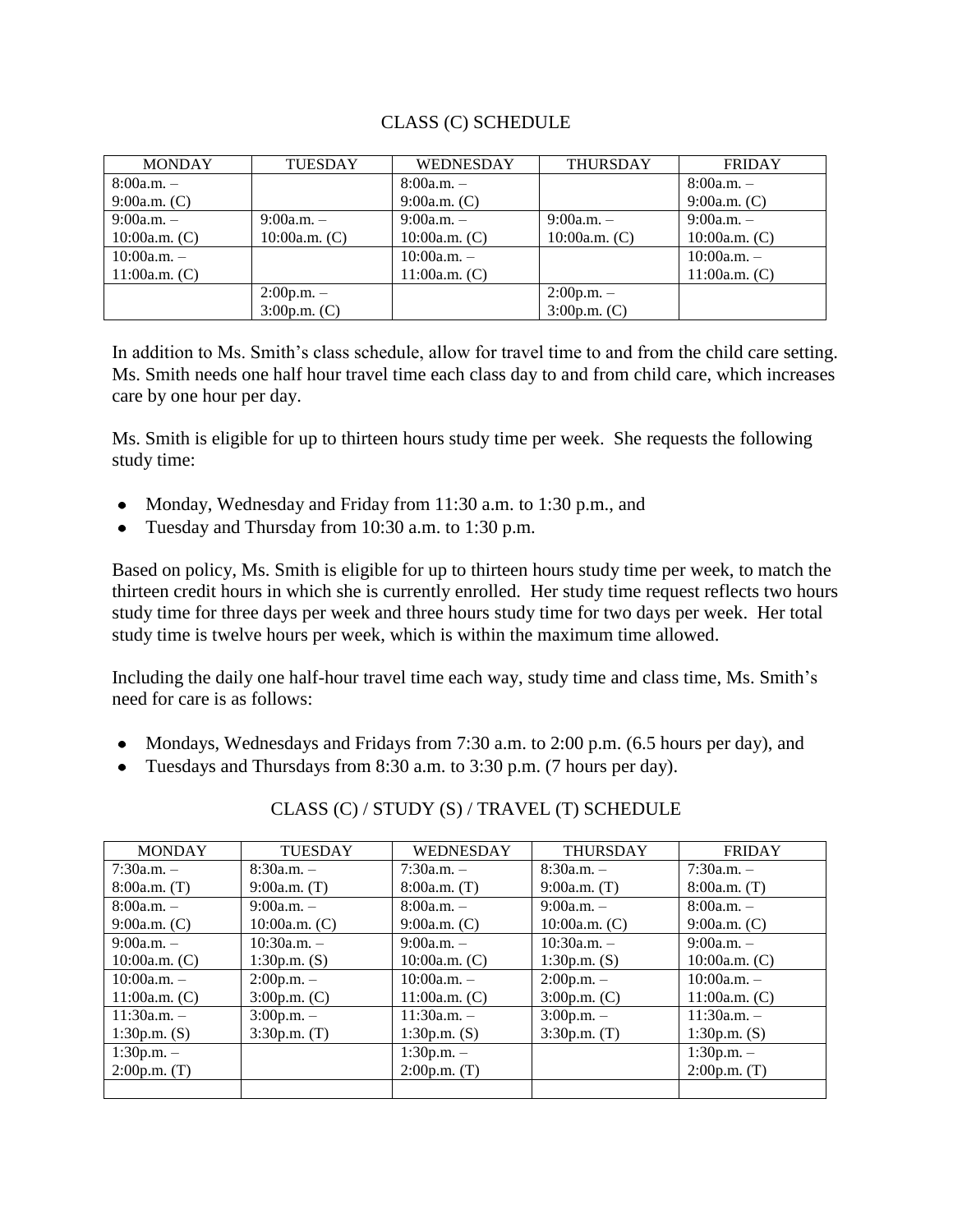CLASS (C) SCHEDULE

| MONDAY | TUESDAY | WEDNESDAY | THURSDAY | FRIDAY |
|---|---|---|---|---|
| 8:00a.m. – 9:00a.m. (C) | | 8:00a.m. – 9:00a.m. (C) | | 8:00a.m. – 9:00a.m. (C) |
| 9:00a.m. – 10:00a.m. (C) | 9:00a.m. – 10:00a.m. (C) | 9:00a.m. – 10:00a.m. (C) | 9:00a.m. – 10:00a.m. (C) | 9:00a.m. – 10:00a.m. (C) |
| 10:00a.m. – 11:00a.m. (C) | | 10:00a.m. – 11:00a.m. (C) | | 10:00a.m. – 11:00a.m. (C) |
| | 2:00p.m. – 3:00p.m. (C) | | 2:00p.m. – 3:00p.m. (C) | |

In addition to Ms. Smith's class schedule, allow for travel time to and from the child care setting. Ms. Smith needs one half hour travel time each class day to and from child care, which increases care by one hour per day.

Ms. Smith is eligible for up to thirteen hours study time per week. She requests the following study time:

- Monday, Wednesday and Friday from 11:30 a.m. to 1:30 p.m., and
- Tuesday and Thursday from 10:30 a.m. to 1:30 p.m.

Based on policy, Ms. Smith is eligible for up to thirteen hours study time per week, to match the thirteen credit hours in which she is currently enrolled. Her study time request reflects two hours study time for three days per week and three hours study time for two days per week. Her total study time is twelve hours per week, which is within the maximum time allowed.

Including the daily one half-hour travel time each way, study time and class time, Ms. Smith's need for care is as follows:

- Mondays, Wednesdays and Fridays from 7:30 a.m. to 2:00 p.m. (6.5 hours per day), and
- Tuesdays and Thursdays from 8:30 a.m. to 3:30 p.m. (7 hours per day).

CLASS (C) / STUDY (S) / TRAVEL (T) SCHEDULE

| MONDAY | TUESDAY | WEDNESDAY | THURSDAY | FRIDAY |
|---|---|---|---|---|
| 7:30a.m. – 8:00a.m. (T) | 8:30a.m. – 9:00a.m. (T) | 7:30a.m. – 8:00a.m. (T) | 8:30a.m. – 9:00a.m. (T) | 7:30a.m. – 8:00a.m. (T) |
| 8:00a.m. – 9:00a.m. (C) | 9:00a.m. – 10:00a.m. (C) | 8:00a.m. – 9:00a.m. (C) | 9:00a.m. – 10:00a.m. (C) | 8:00a.m. – 9:00a.m. (C) |
| 9:00a.m. – 10:00a.m. (C) | 10:30a.m. – 1:30p.m. (S) | 9:00a.m. – 10:00a.m. (C) | 10:30a.m. – 1:30p.m. (S) | 9:00a.m. – 10:00a.m. (C) |
| 10:00a.m. – 11:00a.m. (C) | 2:00p.m. – 3:00p.m. (C) | 10:00a.m. – 11:00a.m. (C) | 2:00p.m. – 3:00p.m. (C) | 10:00a.m. – 11:00a.m. (C) |
| 11:30a.m. – 1:30p.m. (S) | 3:00p.m. – 3:30p.m. (T) | 11:30a.m. – 1:30p.m. (S) | 3:00p.m. – 3:30p.m. (T) | 11:30a.m. – 1:30p.m. (S) |
| 1:30p.m. – 2:00p.m. (T) | | 1:30p.m. – 2:00p.m. (T) | | 1:30p.m. – 2:00p.m. (T) |
| | | | | |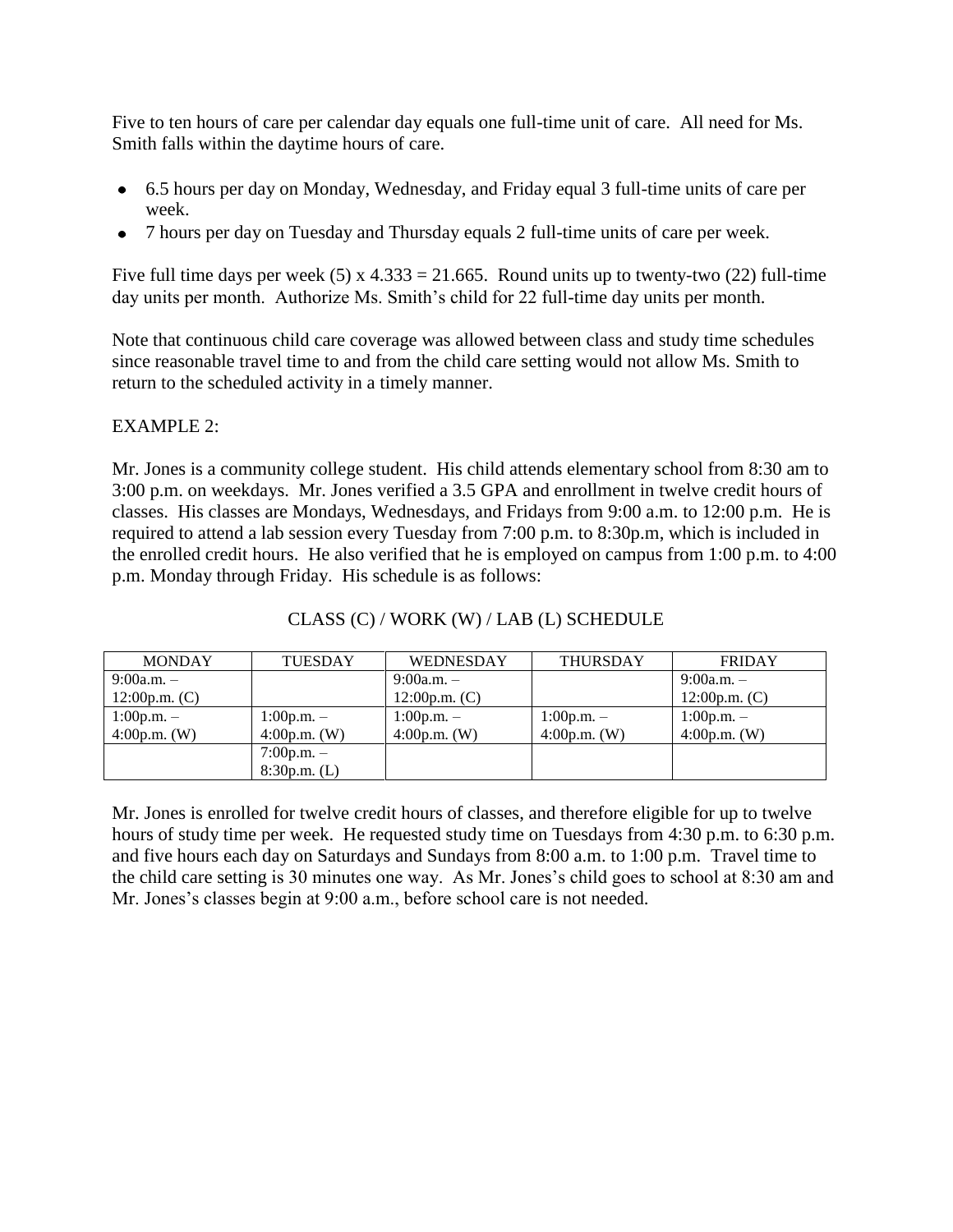Five to ten hours of care per calendar day equals one full-time unit of care. All need for Ms. Smith falls within the daytime hours of care.

- 6.5 hours per day on Monday, Wednesday, and Friday equal 3 full-time units of care per week.
- 7 hours per day on Tuesday and Thursday equals 2 full-time units of care per week.

Five full time days per week (5) x 4.333 = 21.665. Round units up to twenty-two (22) full-time day units per month. Authorize Ms. Smith's child for 22 full-time day units per month.

Note that continuous child care coverage was allowed between class and study time schedules since reasonable travel time to and from the child care setting would not allow Ms. Smith to return to the scheduled activity in a timely manner.

EXAMPLE 2:

Mr. Jones is a community college student. His child attends elementary school from 8:30 am to 3:00 p.m. on weekdays. Mr. Jones verified a 3.5 GPA and enrollment in twelve credit hours of classes. His classes are Mondays, Wednesdays, and Fridays from 9:00 a.m. to 12:00 p.m. He is required to attend a lab session every Tuesday from 7:00 p.m. to 8:30p.m, which is included in the enrolled credit hours. He also verified that he is employed on campus from 1:00 p.m. to 4:00 p.m. Monday through Friday. His schedule is as follows:

CLASS (C) / WORK (W) / LAB (L) SCHEDULE

| MONDAY | TUESDAY | WEDNESDAY | THURSDAY | FRIDAY |
|---|---|---|---|---|
| 9:00a.m. – 12:00p.m. (C) | | 9:00a.m. – 12:00p.m. (C) | | 9:00a.m. – 12:00p.m. (C) |
| 1:00p.m. – 4:00p.m. (W) | 1:00p.m. – 4:00p.m. (W) | 1:00p.m. – 4:00p.m. (W) | 1:00p.m. – 4:00p.m. (W) | 1:00p.m. – 4:00p.m. (W) |
| | 7:00p.m. – 8:30p.m. (L) | | | |

Mr. Jones is enrolled for twelve credit hours of classes, and therefore eligible for up to twelve hours of study time per week. He requested study time on Tuesdays from 4:30 p.m. to 6:30 p.m. and five hours each day on Saturdays and Sundays from 8:00 a.m. to 1:00 p.m. Travel time to the child care setting is 30 minutes one way. As Mr. Jones's child goes to school at 8:30 am and Mr. Jones's classes begin at 9:00 a.m., before school care is not needed.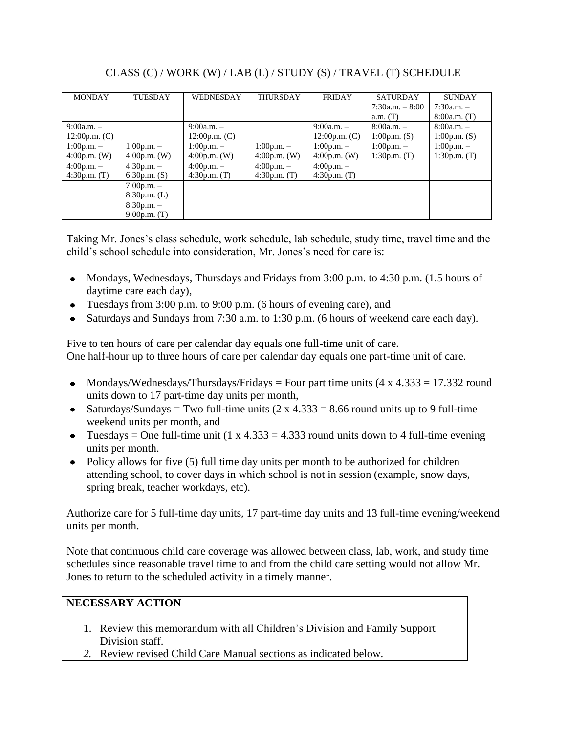CLASS (C) / WORK (W) / LAB (L) / STUDY (S) / TRAVEL (T) SCHEDULE

| MONDAY | TUESDAY | WEDNESDAY | THURSDAY | FRIDAY | SATURDAY | SUNDAY |
|---|---|---|---|---|---|---|
| | | | | | 7:30a.m. – 8:00 a.m. (T) | 7:30a.m. – 8:00a.m. (T) |
| 9:00a.m. – 12:00p.m. (C) | | 9:00a.m. – 12:00p.m. (C) | | 9:00a.m. – 12:00p.m. (C) | 8:00a.m. – 1:00p.m. (S) | 8:00a.m. – 1:00p.m. (S) |
| 1:00p.m. – 4:00p.m. (W) | 1:00p.m. – 4:00p.m. (W) | 1:00p.m. – 4:00p.m. (W) | 1:00p.m. – 4:00p.m. (W) | 1:00p.m. – 4:00p.m. (W) | 1:00p.m. – 1:30p.m. (T) | 1:00p.m. – 1:30p.m. (T) |
| 4:00p.m. – 4:30p.m. (T) | 4:30p.m. – 6:30p.m. (S) | 4:00p.m. – 4:30p.m. (T) | 4:00p.m. – 4:30p.m. (T) | 4:00p.m. – 4:30p.m. (T) | | |
| | 7:00p.m. – 8:30p.m. (L) | | | | | |
| | 8:30p.m. – 9:00p.m. (T) | | | | | |

Taking Mr. Jones's class schedule, work schedule, lab schedule, study time, travel time and the child's school schedule into consideration, Mr. Jones's need for care is:

- Mondays, Wednesdays, Thursdays and Fridays from 3:00 p.m. to 4:30 p.m. (1.5 hours of daytime care each day),
- Tuesdays from 3:00 p.m. to 9:00 p.m. (6 hours of evening care), and
- Saturdays and Sundays from 7:30 a.m. to 1:30 p.m. (6 hours of weekend care each day).

Five to ten hours of care per calendar day equals one full-time unit of care.
One half-hour up to three hours of care per calendar day equals one part-time unit of care.

- Mondays/Wednesdays/Thursdays/Fridays = Four part time units (4 x 4.333 = 17.332 round units down to 17 part-time day units per month,
- Saturdays/Sundays = Two full-time units (2 x 4.333 = 8.66 round units up to 9 full-time weekend units per month, and
- Tuesdays = One full-time unit (1 x 4.333 = 4.333 round units down to 4 full-time evening units per month.
- Policy allows for five (5) full time day units per month to be authorized for children attending school, to cover days in which school is not in session (example, snow days, spring break, teacher workdays, etc).

Authorize care for 5 full-time day units, 17 part-time day units and 13 full-time evening/weekend units per month.

Note that continuous child care coverage was allowed between class, lab, work, and study time schedules since reasonable travel time to and from the child care setting would not allow Mr. Jones to return to the scheduled activity in a timely manner.

**NECESSARY ACTION**

1. Review this memorandum with all Children's Division and Family Support Division staff.
2. Review revised Child Care Manual sections as indicated below.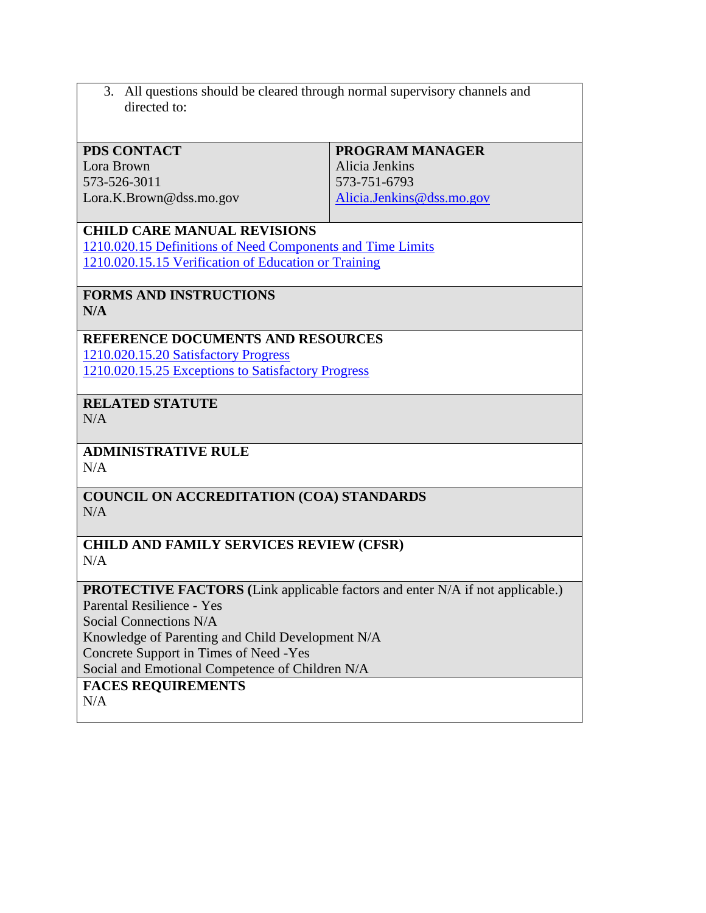3. All questions should be cleared through normal supervisory channels and directed to:

| PDS CONTACT | PROGRAM MANAGER |
|---|---|
| Lora Brown<br>573-526-3011<br>Lora.K.Brown@dss.mo.gov | Alicia Jenkins<br>573-751-6793<br>Alicia.Jenkins@dss.mo.gov |

**CHILD CARE MANUAL REVISIONS**

1210.020.15 Definitions of Need Components and Time Limits
1210.020.15.15 Verification of Education or Training

**FORMS AND INSTRUCTIONS**

**N/A**

**REFERENCE DOCUMENTS AND RESOURCES**

1210.020.15.20 Satisfactory Progress
1210.020.15.25 Exceptions to Satisfactory Progress

**RELATED STATUTE**

N/A

**ADMINISTRATIVE RULE**

N/A

**COUNCIL ON ACCREDITATION (COA) STANDARDS**

N/A

**CHILD AND FAMILY SERVICES REVIEW (CFSR)**

N/A

**PROTECTIVE FACTORS (**Link applicable factors and enter N/A if not applicable.)

Parental Resilience - Yes
Social Connections N/A
Knowledge of Parenting and Child Development N/A
Concrete Support in Times of Need -Yes
Social and Emotional Competence of Children N/A

**FACES REQUIREMENTS**

N/A